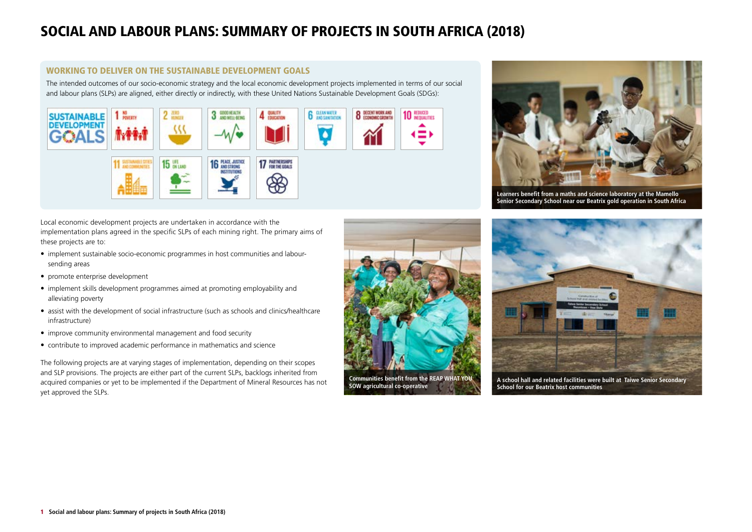# SOCIAL AND LABOUR PLANS: SUMMARY OF PROJECTS IN SOUTH AFRICA (2018)

## WORKING TO DELIVER ON THE SUSTAINABLE DEVELOPMENT GOALS

The intended outcomes of our socio-economic strategy and the local economic development projects implemented in terms of our social and labour plans (SLPs) are aligned, either directly or indirectly, with these United Nations Sustainable Development Goals (SDGs):

SUSTAINABLE DEVELOPMENT GOALS

1 NO POVERTY

2 ZERO HUNGER

3 GOOD HEALTH AND WELL-BEING

4 QUALITY EDUCATION

6 CLEAN WATER AND SANITATION

8 DECENT WORK AND ECONOMIC GROWTH

10 REDUCED INEQUALITIES

11 SUSTAINABLE CITIES AND COMMUNITIES

15 LIFE ON LAND

16 PEACE, JUSTICE AND STRONG INSTITUTIONS

17 PARTNERSHIPS FOR THE GOALS

Learners benefit from a maths and science laboratory at the Mamello Senior Secondary School near our Beatrix gold operation in South Africa

Local economic development projects are undertaken in accordance with the implementation plans agreed in the specific SLPs of each mining right. The primary aims of these projects are to:

- implement sustainable socio-economic programmes in host communities and labour-sending areas
- promote enterprise development
- implement skills development programmes aimed at promoting employability and alleviating poverty
- assist with the development of social infrastructure (such as schools and clinics/healthcare infrastructure)
- improve community environmental management and food security
- contribute to improved academic performance in mathematics and science

The following projects are at varying stages of implementation, depending on their scopes and SLP provisions. The projects are either part of the current SLPs, backlogs inherited from acquired companies or yet to be implemented if the Department of Mineral Resources has not yet approved the SLPs.

Communities benefit from the REAP WHAT YOU SOW agricultural co-operative

A school hall and related facilities were built at Taiwe Senior Secondary School for our Beatrix host communities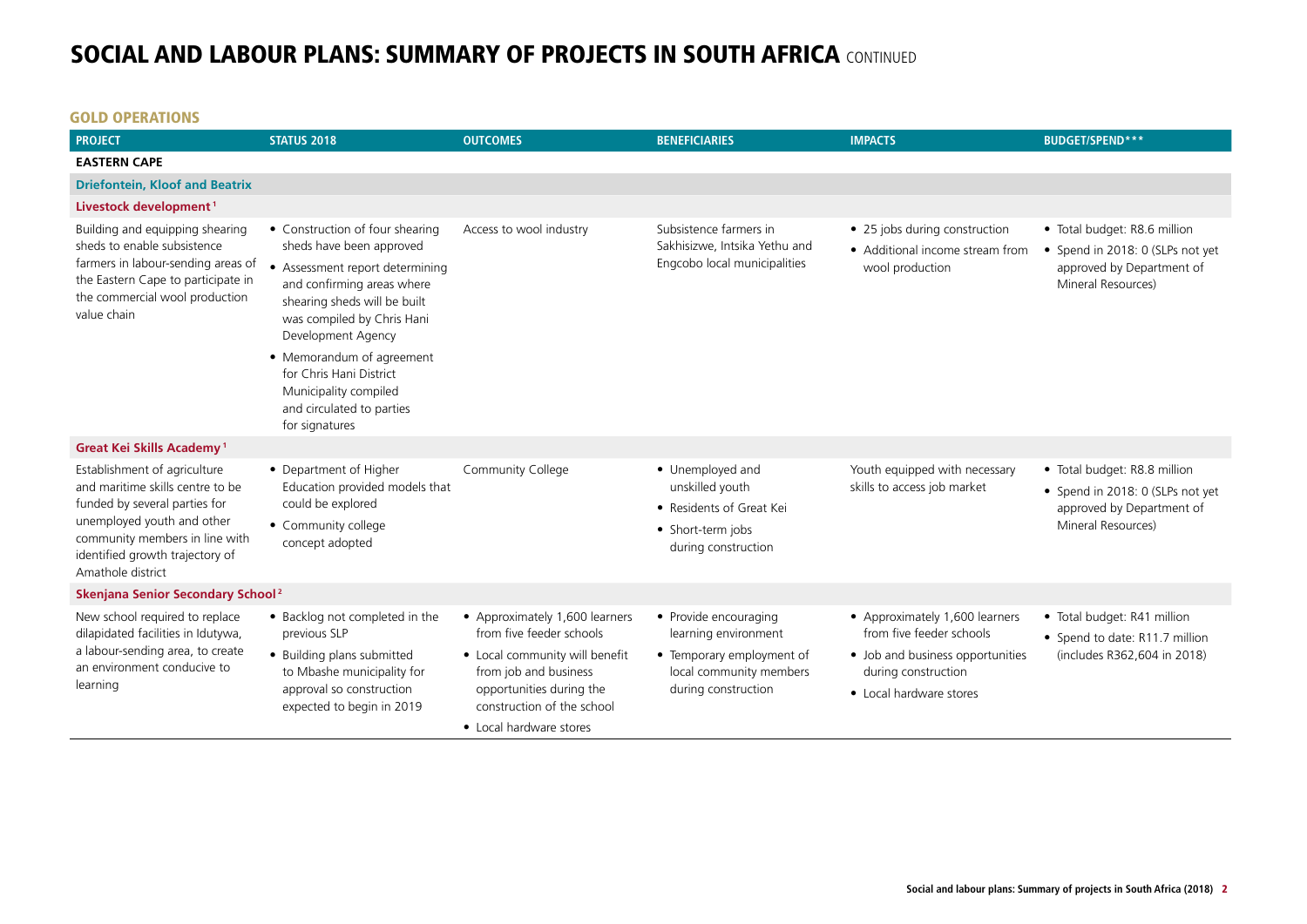# SOCIAL AND LABOUR PLANS: SUMMARY OF PROJECTS IN SOUTH AFRICA CONTINUED

## GOLD OPERATIONS

| PROJECT | STATUS 2018 | OUTCOMES | BENEFICIARIES | IMPACTS | BUDGET/SPEND*** |
|---|---|---|---|---|---|
| **EASTERN CAPE** | | | | | |
| **Driefontein, Kloof and Beatrix** | | | | | |
| **Livestock development**[1] | | | | | |
| Building and equipping shearing sheds to enable subsistence farmers in labour-sending areas of the Eastern Cape to participate in the commercial wool production value chain | • Construction of four shearing sheds have been approved<br>• Assessment report determining and confirming areas where shearing sheds will be built was compiled by Chris Hani Development Agency<br>• Memorandum of agreement for Chris Hani District Municipality compiled and circulated to parties for signatures | Access to wool industry | Subsistence farmers in Sakhisizwe, Intsika Yethu and Engcobo local municipalities | • 25 jobs during construction<br>• Additional income stream from wool production | • Total budget: R8.6 million<br>• Spend in 2018: 0 (SLPs not yet approved by Department of Mineral Resources) |
| **Great Kei Skills Academy**[1] | | | | | |
| Establishment of agriculture and maritime skills centre to be funded by several parties for unemployed youth and other community members in line with identified growth trajectory of Amathole district | • Department of Higher Education provided models that could be explored<br>• Community college concept adopted | Community College | • Unemployed and unskilled youth<br>• Residents of Great Kei<br>• Short-term jobs during construction | Youth equipped with necessary skills to access job market | • Total budget: R8.8 million<br>• Spend in 2018: 0 (SLPs not yet approved by Department of Mineral Resources) |
| **Skenjana Senior Secondary School**[2] | | | | | |
| New school required to replace dilapidated facilities in Idutywa, a labour-sending area, to create an environment conducive to learning | • Backlog not completed in the previous SLP<br>• Building plans submitted to Mbashe municipality for approval so construction expected to begin in 2019 | • Approximately 1,600 learners from five feeder schools<br>• Local community will benefit from job and business opportunities during the construction of the school<br>• Local hardware stores | • Provide encouraging learning environment<br>• Temporary employment of local community members during construction | • Approximately 1,600 learners from five feeder schools<br>• Job and business opportunities during construction<br>• Local hardware stores | • Total budget: R41 million<br>• Spend to date: R11.7 million (includes R362,604 in 2018) |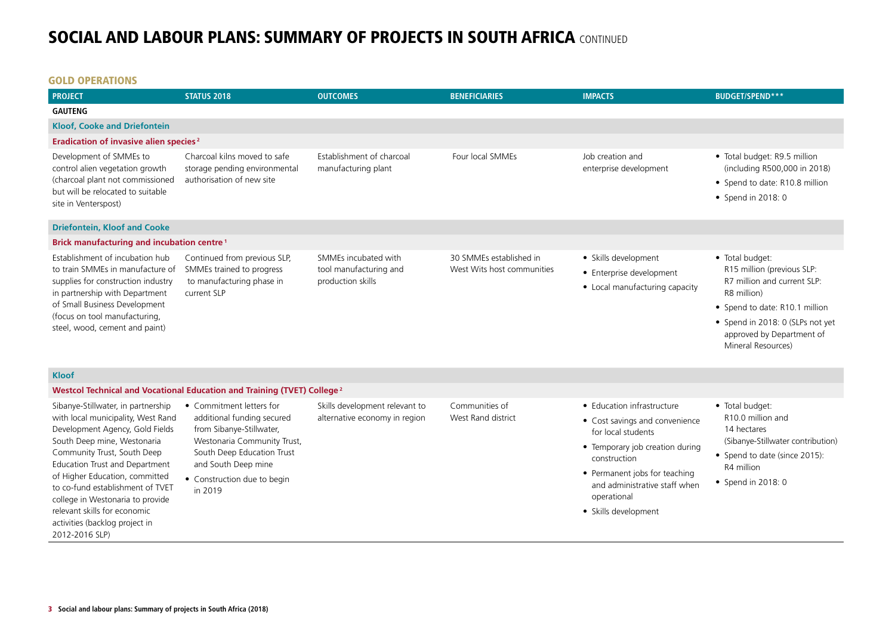# SOCIAL AND LABOUR PLANS: SUMMARY OF PROJECTS IN SOUTH AFRICA CONTINUED

## GOLD OPERATIONS

| PROJECT | STATUS 2018 | OUTCOMES | BENEFICIARIES | IMPACTS | BUDGET/SPEND*** |
|---|---|---|---|---|---|
| **GAUTENG** | | | | | |
| **Kloof, Cooke and Driefontein** | | | | | |
| **Eradication of invasive alien species [2]** | | | | | |
| Development of SMMEs to control alien vegetation growth (charcoal plant not commissioned but will be relocated to suitable site in Ventersport) | Charcoal kilns moved to safe storage pending environmental authorisation of new site | Establishment of charcoal manufacturing plant | Four local SMMEs | Job creation and enterprise development | • Total budget: R9.5 million (including R500,000 in 2018)<br>• Spend to date: R10.8 million<br>• Spend in 2018: 0 |
| **Driefontein, Kloof and Cooke** | | | | | |
| **Brick manufacturing and incubation centre [1]** | | | | | |
| Establishment of incubation hub to train SMMEs in manufacture of supplies for construction industry in partnership with Department of Small Business Development (focus on tool manufacturing, steel, wood, cement and paint) | Continued from previous SLP, SMMEs trained to progress to manufacturing phase in current SLP | SMMEs incubated with tool manufacturing and production skills | 30 SMMEs established in West Wits host communities | • Skills development<br>• Enterprise development<br>• Local manufacturing capacity | • Total budget: R15 million (previous SLP: R7 million and current SLP: R8 million)<br>• Spend to date: R10.1 million<br>• Spend in 2018: 0 (SLPs not yet approved by Department of Mineral Resources) |
| **Kloof** | | | | | |
| **Westcol Technical and Vocational Education and Training (TVET) College [2]** | | | | | |
| Sibanye-Stillwater, in partnership with local municipality, West Rand Development Agency, Gold Fields South Deep mine, Westonaria Community Trust, South Deep Education Trust and Department of Higher Education, committed to co-fund establishment of TVET college in Westonaria to provide relevant skills for economic activities (backlog project in 2012-2016 SLP) | • Commitment letters for additional funding secured from Sibanye-Stillwater, Westonaria Community Trust, South Deep Education Trust and South Deep mine<br>• Construction due to begin in 2019 | Skills development relevant to alternative economy in region | Communities of West Rand district | • Education infrastructure<br>• Cost savings and convenience for local students<br>• Temporary job creation during construction<br>• Permanent jobs for teaching and administrative staff when operational<br>• Skills development | • Total budget: R10.0 million and 14 hectares (Sibanye-Stillwater contribution)<br>• Spend to date (since 2015): R4 million<br>• Spend in 2018: 0 |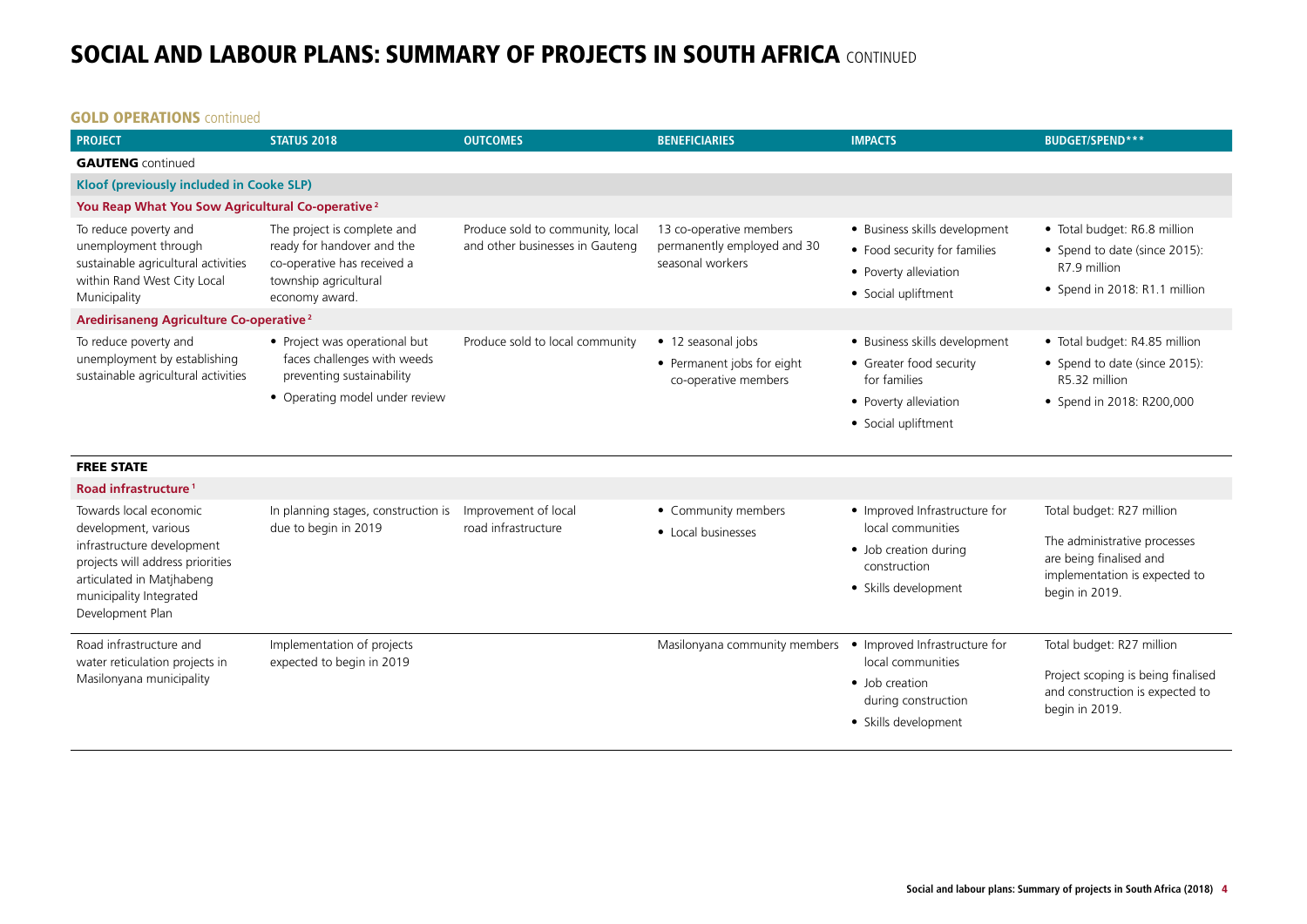# SOCIAL AND LABOUR PLANS: SUMMARY OF PROJECTS IN SOUTH AFRICA CONTINUED

## GOLD OPERATIONS continued

| PROJECT | STATUS 2018 | OUTCOMES | BENEFICIARIES | IMPACTS | BUDGET/SPEND*** |
|---|---|---|---|---|---|
| **GAUTENG** continued | | | | | |
| **Kloof (previously included in Cooke SLP)** | | | | | |
| **You Reap What You Sow Agricultural Co-operative** [2] | | | | | |
| To reduce poverty and unemployment through sustainable agricultural activities within Rand West City Local Municipality | The project is complete and ready for handover and the co-operative has received a township agricultural economy award. | Produce sold to community, local and other businesses in Gauteng | 13 co-operative members permanently employed and 30 seasonal workers | • Business skills development<br>• Food security for families<br>• Poverty alleviation<br>• Social upliftment | • Total budget: R6.8 million<br>• Spend to date (since 2015): R7.9 million<br>• Spend in 2018: R1.1 million |
| **Aredirisaneng Agriculture Co-operative** [2] | | | | | |
| To reduce poverty and unemployment by establishing sustainable agricultural activities | • Project was operational but faces challenges with weeds preventing sustainability<br>• Operating model under review | Produce sold to local community | • 12 seasonal jobs<br>• Permanent jobs for eight co-operative members | • Business skills development<br>• Greater food security for families<br>• Poverty alleviation<br>• Social upliftment | • Total budget: R4.85 million<br>• Spend to date (since 2015): R5.32 million<br>• Spend in 2018: R200,000 |
| **FREE STATE** | | | | | |
| **Road infrastructure** [1] | | | | | |
| Towards local economic development, various infrastructure development projects will address priorities articulated in Matjhabeng municipality Integrated Development Plan | In planning stages, construction is due to begin in 2019 | Improvement of local road infrastructure | • Community members<br>• Local businesses | • Improved Infrastructure for local communities<br>• Job creation during construction<br>• Skills development | Total budget: R27 million<br><br>The administrative processes are being finalised and implementation is expected to begin in 2019. |
| Road infrastructure and water reticulation projects in Masilonyana municipality | Implementation of projects expected to begin in 2019 | | Masilonyana community members | • Improved Infrastructure for local communities<br>• Job creation during construction<br>• Skills development | Total budget: R27 million<br><br>Project scoping is being finalised and construction is expected to begin in 2019. |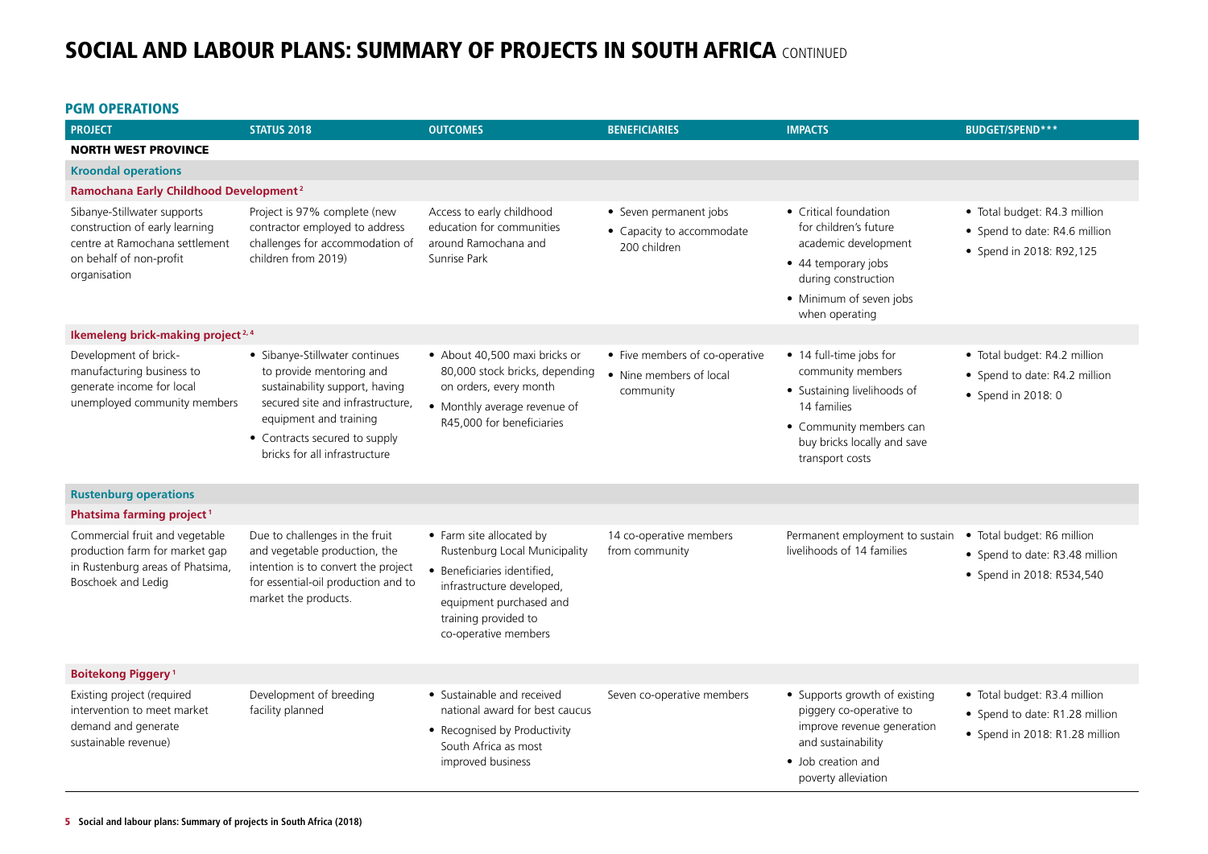# SOCIAL AND LABOUR PLANS: SUMMARY OF PROJECTS IN SOUTH AFRICA CONTINUED

## PGM OPERATIONS

| PROJECT | STATUS 2018 | OUTCOMES | BENEFICIARIES | IMPACTS | BUDGET/SPEND*** |
|---|---|---|---|---|---|
| **NORTH WEST PROVINCE** | | | | | |
| **Kroondal operations** | | | | | |
| **Ramochana Early Childhood Development**[2] | | | | | |
| Sibanye-Stillwater supports construction of early learning centre at Ramochana settlement on behalf of non-profit organisation | Project is 97% complete (new contractor employed to address challenges for accommodation of children from 2019) | Access to early childhood education for communities around Ramochana and Sunrise Park | • Seven permanent jobs<br>• Capacity to accommodate 200 children | • Critical foundation for children's future academic development<br>• 44 temporary jobs during construction<br>• Minimum of seven jobs when operating | • Total budget: R4.3 million<br>• Spend to date: R4.6 million<br>• Spend in 2018: R92,125 |
| **Ikemeleng brick-making project**[2, 4] | | | | | |
| Development of brick-manufacturing business to generate income for local unemployed community members | • Sibanye-Stillwater continues to provide mentoring and sustainability support, having secured site and infrastructure, equipment and training<br>• Contracts secured to supply bricks for all infrastructure | • About 40,500 maxi bricks or 80,000 stock bricks, depending on orders, every month<br>• Monthly average revenue of R45,000 for beneficiaries | • Five members of co-operative<br>• Nine members of local community | • 14 full-time jobs for community members<br>• Sustaining livelihoods of 14 families<br>• Community members can buy bricks locally and save transport costs | • Total budget: R4.2 million<br>• Spend to date: R4.2 million<br>• Spend in 2018: 0 |
| **Rustenburg operations** | | | | | |
| **Phatsima farming project**[1] | | | | | |
| Commercial fruit and vegetable production farm for market gap in Rustenburg areas of Phatsima, Boschoek and Ledig | Due to challenges in the fruit and vegetable production, the intention is to convert the project for essential-oil production and to market the products. | • Farm site allocated by Rustenburg Local Municipality<br>• Beneficiaries identified, infrastructure developed, equipment purchased and training provided to co-operative members | 14 co-operative members from community | Permanent employment to sustain livelihoods of 14 families | • Total budget: R6 million<br>• Spend to date: R3.48 million<br>• Spend in 2018: R534,540 |
| **Boitekong Piggery**[1] | | | | | |
| Existing project (required intervention to meet market demand and generate sustainable revenue) | Development of breeding facility planned | • Sustainable and received national award for best caucus<br>• Recognised by Productivity South Africa as most improved business | Seven co-operative members | • Supports growth of existing piggery co-operative to improve revenue generation and sustainability<br>• Job creation and poverty alleviation | • Total budget: R3.4 million<br>• Spend to date: R1.28 million<br>• Spend in 2018: R1.28 million |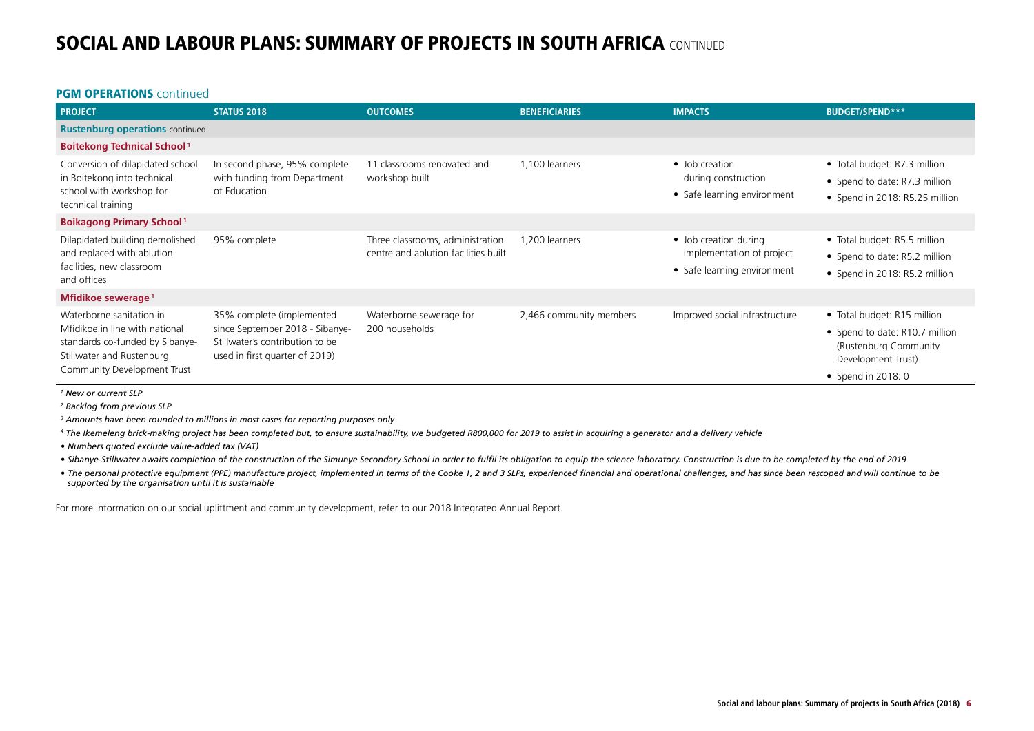# SOCIAL AND LABOUR PLANS: SUMMARY OF PROJECTS IN SOUTH AFRICA CONTINUED

## PGM OPERATIONS continued

| PROJECT | STATUS 2018 | OUTCOMES | BENEFICIARIES | IMPACTS | BUDGET/SPEND*** |
|---|---|---|---|---|---|
| **Rustenburg operations** continued | | | | | |
| **Boitekong Technical School** [1] | | | | | |
| Conversion of dilapidated school in Boitekong into technical school with workshop for technical training | In second phase, 95% complete with funding from Department of Education | 11 classrooms renovated and workshop built | 1,100 learners | • Job creation during construction<br>• Safe learning environment | • Total budget: R7.3 million<br>• Spend to date: R7.3 million<br>• Spend in 2018: R5.25 million |
| **Boikagong Primary School** [1] | | | | | |
| Dilapidated building demolished and replaced with ablution facilities, new classroom and offices | 95% complete | Three classrooms, administration centre and ablution facilities built | 1,200 learners | • Job creation during implementation of project<br>• Safe learning environment | • Total budget: R5.5 million<br>• Spend to date: R5.2 million<br>• Spend in 2018: R5.2 million |
| **Mfidikoe sewerage** [1] | | | | | |
| Waterborne sanitation in Mfidikoe in line with national standards co-funded by Sibanye-Stillwater and Rustenburg Community Development Trust | 35% complete (implemented since September 2018 - Sibanye-Stillwater's contribution to be used in first quarter of 2019) | Waterborne sewerage for 200 households | 2,466 community members | Improved social infrastructure | • Total budget: R15 million<br>• Spend to date: R10.7 million (Rustenburg Community Development Trust)<br>• Spend in 2018: 0 |

*[1] New or current SLP*

*[2] Backlog from previous SLP*

*[3] Amounts have been rounded to millions in most cases for reporting purposes only*

*[4] The Ikemeleng brick-making project has been completed but, to ensure sustainability, we budgeted R800,000 for 2019 to assist in acquiring a generator and a delivery vehicle*

- *Numbers quoted exclude value-added tax (VAT)*
- *Sibanye-Stillwater awaits completion of the construction of the Simunye Secondary School in order to fulfil its obligation to equip the science laboratory. Construction is due to be completed by the end of 2019*
- *The personal protective equipment (PPE) manufacture project, implemented in terms of the Cooke 1, 2 and 3 SLPs, experienced financial and operational challenges, and has since been rescoped and will continue to be supported by the organisation until it is sustainable*

For more information on our social upliftment and community development, refer to our 2018 Integrated Annual Report.